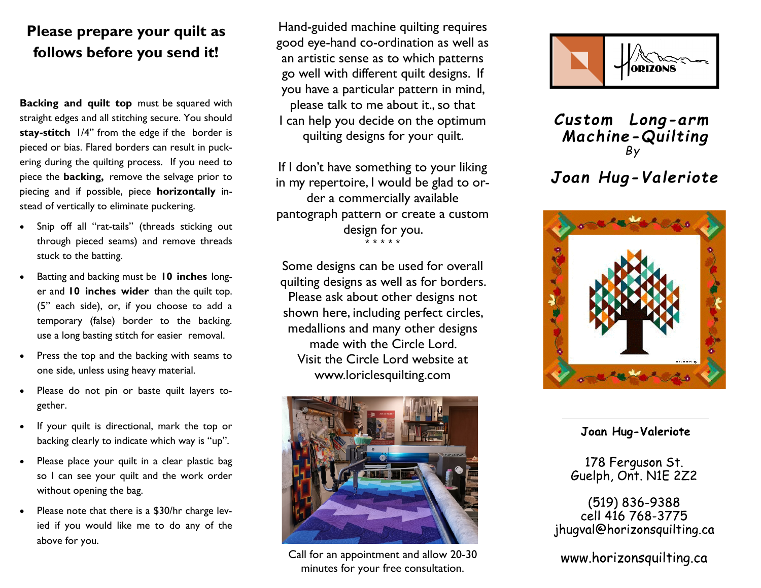## Please prepare your quilt as follows before you send it!

**Backing and quilt top** must be squared with straight edges and all stitching secure. You should **stay-stitch** 1/4" from the edge if the border is pieced or bias. Flared borders can result in puckering during the quilting process. If you need to piece the **backing,** remove the selvage prior to piecing and if possible, piece **horizontally** instead of vertically to eliminate puckering.

- Snip off all "rat-tails" (threads sticking out through pieced seams) and remove threads stuck to the batting.
- Batting and backing must be **10 inches** longer and **10 inches wider** than the quilt top. (5" each side), or, if you choose to add a temporary (false) border to the backing. use a long basting stitch for easier removal.
- Press the top and the backing with seams to one side, unless using heavy material.
- Please do not pin or baste quilt layers together.
- If your quilt is directional, mark the top or backing clearly to indicate which way is "up".
- Please place your quilt in a clear plastic bag so I can see your quilt and the work order without opening the bag.
- Please note that there is a $30/hr charge levied if you would like me to do any of the above for you.

Hand-guided machine quilting requires good eye-hand co-ordination as well as an artistic sense as to which patterns go well with different quilt designs. If you have a particular pattern in mind, please talk to me about it., so that I can help you decide on the optimum quilting designs for your quilt.

If I don't have something to your liking in my repertoire, I would be glad to order a commercially available pantograph pattern or create a custom design for you.

* * * * *

Some designs can be used for overall quilting designs as well as for borders. Please ask about other designs not shown here, including perfect circles, medallions and many other designs made with the Circle Lord. Visit the Circle Lord website at www.loriclesquilting.com

Call for an appointment and allow 20-30 minutes for your free consultation.

HORIZONS

# *Custom Long-arm Machine-Quilting*

*By*

## *Joan Hug-Valeriote*

**Joan Hug-Valeriote**

178 Ferguson St.
Guelph, Ont. N1E 2Z2

(519) 836-9388
cell 416 768-3775
jhugval@horizonsquilting.ca

www.horizonsquilting.ca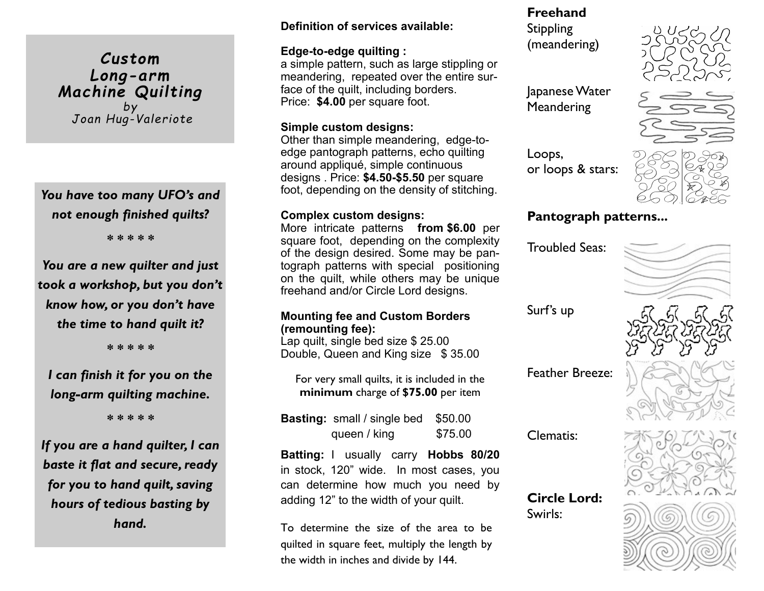## *Custom Long-arm Machine Quilting*
*by*
*Joan Hug-Valeriote*

***You have too many UFO's and not enough finished quilts?***

*\* \* \* \* \**

***You are a new quilter and just took a workshop, but you don't know how, or you don't have the time to hand quilt it?***

*\* \* \* \* \**

***I can finish it for you on the long-arm quilting machine.***

*\* \* \* \* \**

***If you are a hand quilter, I can baste it flat and secure, ready for you to hand quilt, saving hours of tedious basting by hand.***

**Definition of services available:**

**Edge-to-edge quilting :**
a simple pattern, such as large stippling or meandering, repeated over the entire surface of the quilt, including borders.
Price: **$4.00** per square foot.

**Simple custom designs:**
Other than simple meandering, edge-to-edge pantograph patterns, echo quilting around appliqué, simple continuous designs . Price: **$4.50-$5.50** per square foot, depending on the density of stitching.

**Complex custom designs:**
More intricate patterns **from $6.00** per square foot, depending on the complexity of the design desired. Some may be pantograph patterns with special positioning on the quilt, while others may be unique freehand and/or Circle Lord designs.

**Mounting fee and Custom Borders (remounting fee):**
Lap quilt, single bed size $ 25.00
Double, Queen and King size $ 35.00

For very small quilts, it is included in the **minimum** charge of **$75.00** per item

| | | |
|---|---|---|
| **Basting:** | small / single bed | $50.00 |
| | queen / king | $75.00 |

**Batting:** I usually carry **Hobbs 80/20** in stock, 120" wide. In most cases, you can determine how much you need by adding 12" to the width of your quilt.

To determine the size of the area to be quilted in square feet, multiply the length by the width in inches and divide by 144.

**Freehand**

Stippling (meandering)

Japanese Water Meandering

Loops, or loops & stars:

**Pantograph patterns...**

Troubled Seas:

Surf's up

Feather Breeze:

Clematis:

**Circle Lord:**
Swirls: